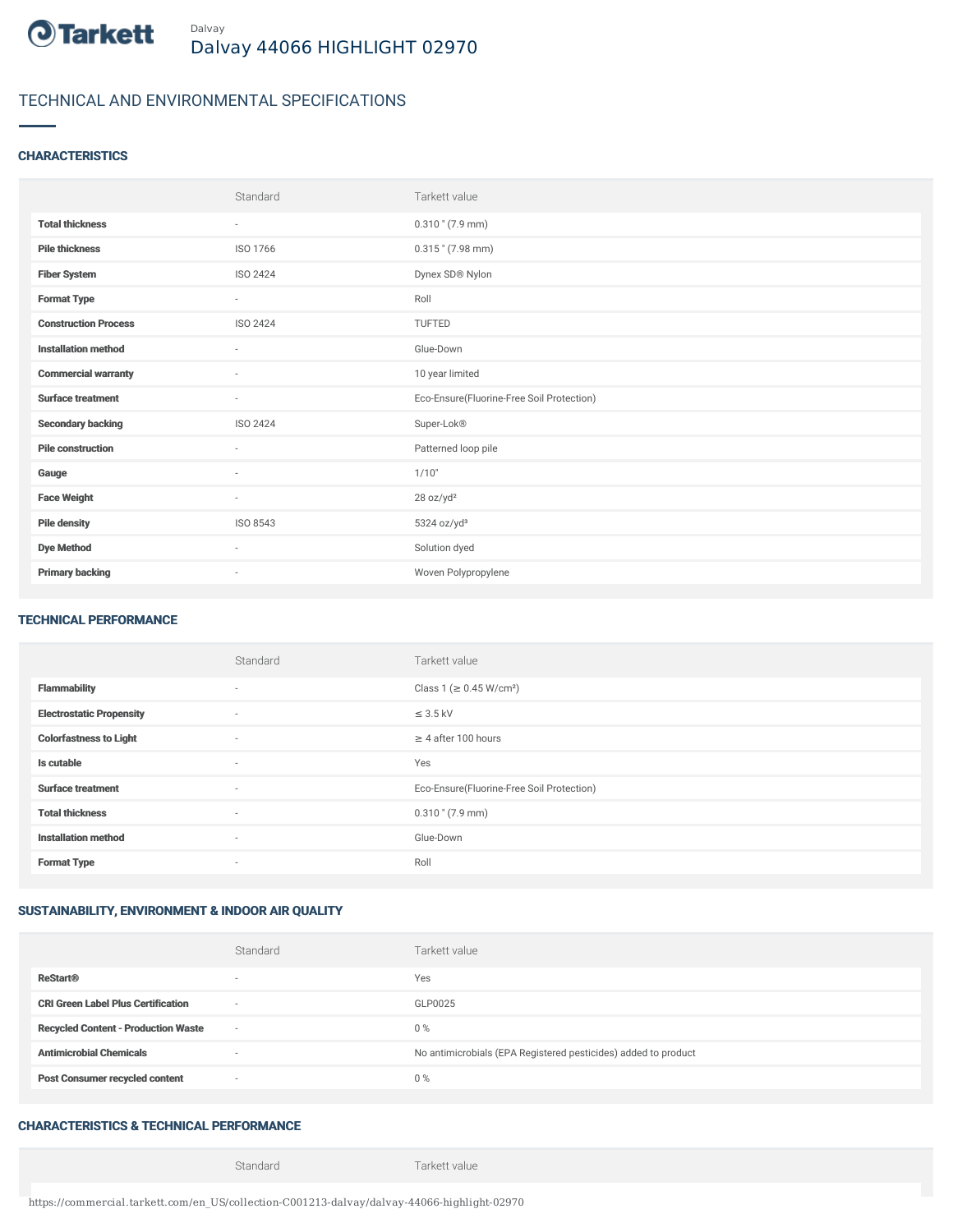Tarkett

Dalvay

# Dalvay 44066 HIGHLIGHT 02970

## TECHNICAL AND ENVIRONMENTAL SPECIFICATIONS

### CHARACTERISTICS

| | Standard | Tarkett value |
|---|---|---|
| **Total thickness** | - | 0.310 " (7.9 mm) |
| **Pile thickness** | ISO 1766 | 0.315 " (7.98 mm) |
| **Fiber System** | ISO 2424 | Dynex SD® Nylon |
| **Format Type** | - | Roll |
| **Construction Process** | ISO 2424 | TUFTED |
| **Installation method** | - | Glue-Down |
| **Commercial warranty** | - | 10 year limited |
| **Surface treatment** | - | Eco-Ensure(Fluorine-Free Soil Protection) |
| **Secondary backing** | ISO 2424 | Super-Lok® |
| **Pile construction** | - | Patterned loop pile |
| **Gauge** | - | 1/10" |
| **Face Weight** | - | 28 oz/yd² |
| **Pile density** | ISO 8543 | 5324 oz/yd³ |
| **Dye Method** | - | Solution dyed |
| **Primary backing** | - | Woven Polypropylene |

### TECHNICAL PERFORMANCE

| | Standard | Tarkett value |
|---|---|---|
| **Flammability** | - | Class 1 (≥ 0.45 W/cm²) |
| **Electrostatic Propensity** | - | ≤ 3.5 kV |
| **Colorfastness to Light** | - | ≥ 4 after 100 hours |
| **Is cutable** | - | Yes |
| **Surface treatment** | - | Eco-Ensure(Fluorine-Free Soil Protection) |
| **Total thickness** | - | 0.310 " (7.9 mm) |
| **Installation method** | - | Glue-Down |
| **Format Type** | - | Roll |

### SUSTAINABILITY, ENVIRONMENT & INDOOR AIR QUALITY

| | Standard | Tarkett value |
|---|---|---|
| **ReStart®** | - | Yes |
| **CRI Green Label Plus Certification** | - | GLP0025 |
| **Recycled Content - Production Waste** | - | 0 % |
| **Antimicrobial Chemicals** | - | No antimicrobials (EPA Registered pesticides) added to product |
| **Post Consumer recycled content** | - | 0 % |

### CHARACTERISTICS & TECHNICAL PERFORMANCE

| | Standard | Tarkett value |
|---|---|---|

https://commercial.tarkett.com/en_US/collection-C001213-dalvay/dalvay-44066-highlight-02970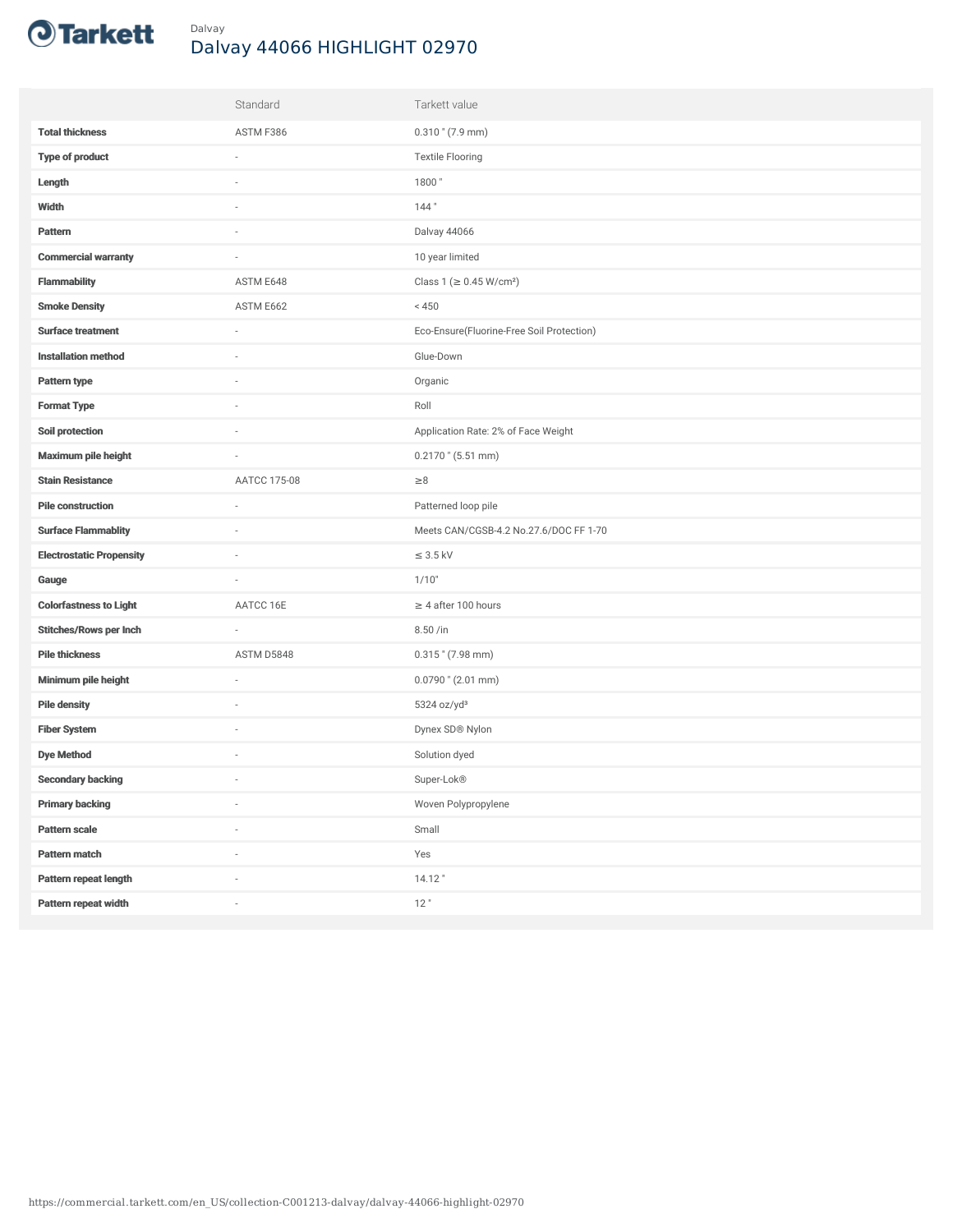Dalvay

# Dalvay 44066 HIGHLIGHT 02970

| | Standard | Tarkett value |
|---|---|---|
| **Total thickness** | ASTM F386 | 0.310 " (7.9 mm) |
| **Type of product** | - | Textile Flooring |
| **Length** | - | 1800 " |
| **Width** | - | 144 " |
| **Pattern** | - | Dalvay 44066 |
| **Commercial warranty** | - | 10 year limited |
| **Flammability** | ASTM E648 | Class 1 (≥ 0.45 W/cm²) |
| **Smoke Density** | ASTM E662 | < 450 |
| **Surface treatment** | - | Eco-Ensure(Fluorine-Free Soil Protection) |
| **Installation method** | - | Glue-Down |
| **Pattern type** | - | Organic |
| **Format Type** | - | Roll |
| **Soil protection** | - | Application Rate: 2% of Face Weight |
| **Maximum pile height** | - | 0.2170 " (5.51 mm) |
| **Stain Resistance** | AATCC 175-08 | ≥8 |
| **Pile construction** | - | Patterned loop pile |
| **Surface Flammablity** | - | Meets CAN/CGSB-4.2 No.27.6/DOC FF 1-70 |
| **Electrostatic Propensity** | - | ≤ 3.5 kV |
| **Gauge** | - | 1/10" |
| **Colorfastness to Light** | AATCC 16E | ≥ 4 after 100 hours |
| **Stitches/Rows per Inch** | - | 8.50 /in |
| **Pile thickness** | ASTM D5848 | 0.315 " (7.98 mm) |
| **Minimum pile height** | - | 0.0790 " (2.01 mm) |
| **Pile density** | - | 5324 oz/yd³ |
| **Fiber System** | - | Dynex SD® Nylon |
| **Dye Method** | - | Solution dyed |
| **Secondary backing** | - | Super-Lok® |
| **Primary backing** | - | Woven Polypropylene |
| **Pattern scale** | - | Small |
| **Pattern match** | - | Yes |
| **Pattern repeat length** | - | 14.12 " |
| **Pattern repeat width** | - | 12 " |

https://commercial.tarkett.com/en_US/collection-C001213-dalvay/dalvay-44066-highlight-02970